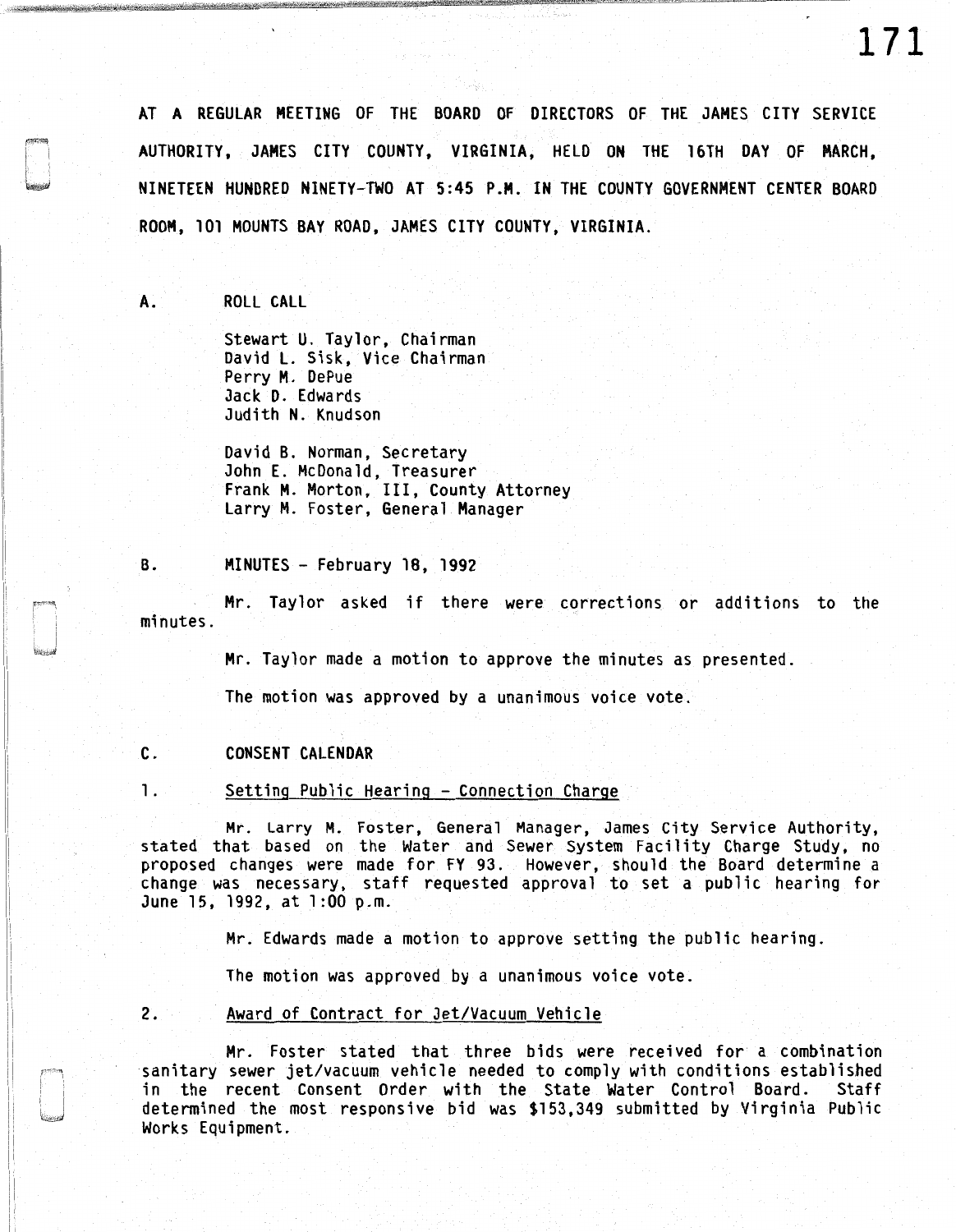AT A REGULAR MEETING OF THE BOARD OF DIRECTORS OF THE JAMES CITY SERVICE AUTHORITY, JAMES CITY COUNTY, VIRGINIA, HELD ON THE 16TH DAY OF MARCH, NINETEEN HUNDRED NINETY-TWO AT 5:45 P.M. IN THE COUNTY GOVERNMENT CENTER BOARD ROOM, 101 MOUNTS BAY ROAD, JAMES CITY COUNTY, VIRGINIA.

A. ROLL CALL

Stewart U. Taylor, Chairman
David L. Sisk, Vice Chairman
Perry M. DePue
Jack D. Edwards
Judith N. Knudson

David B. Norman, Secretary
John E. McDonald, Treasurer
Frank M. Morton, III, County Attorney
Larry M. Foster, General Manager

B. MINUTES - February 18, 1992

Mr. Taylor asked if there were corrections or additions to the minutes.

Mr. Taylor made a motion to approve the minutes as presented.

The motion was approved by a unanimous voice vote.

C. CONSENT CALENDAR

1. Setting Public Hearing - Connection Charge

Mr. Larry M. Foster, General Manager, James City Service Authority, stated that based on the Water and Sewer System Facility Charge Study, no proposed changes were made for FY 93. However, should the Board determine a change was necessary, staff requested approval to set a public hearing for June 15, 1992, at 1:00 p.m.

Mr. Edwards made a motion to approve setting the public hearing.

The motion was approved by a unanimous voice vote.

2. Award of Contract for Jet/Vacuum Vehicle

Mr. Foster stated that three bids were received for a combination sanitary sewer jet/vacuum vehicle needed to comply with conditions established in the recent Consent Order with the State Water Control Board. Staff determined the most responsive bid was $153,349 submitted by Virginia Public Works Equipment.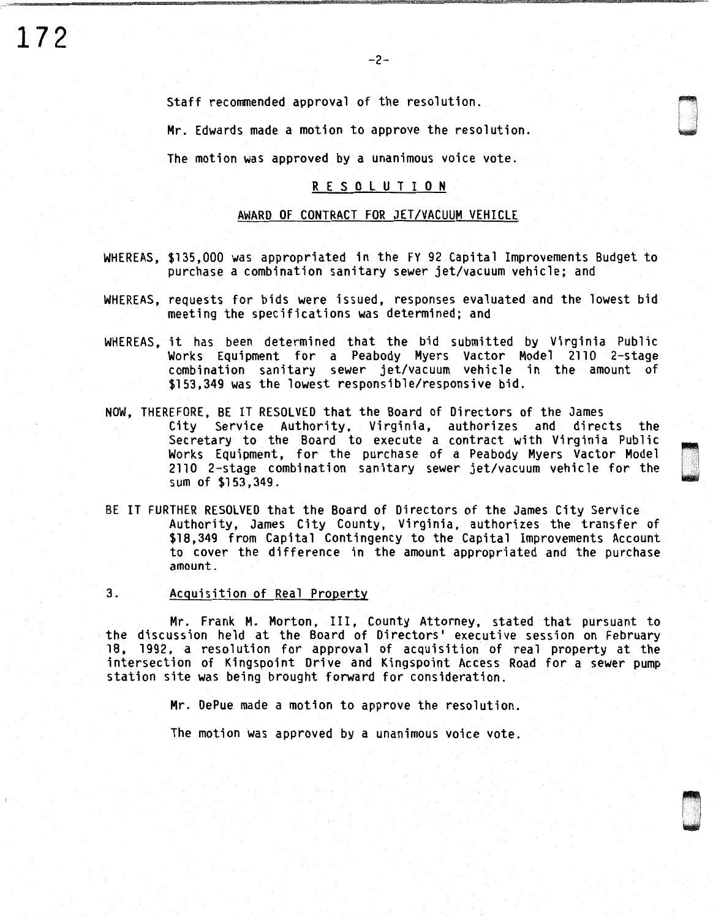Staff recommended approval of the resolution.

Mr. Edwards made a motion to approve the resolution.

The motion was approved by a unanimous voice vote.

**R E S O L U T I O N**

**AWARD OF CONTRACT FOR JET/VACUUM VEHICLE**

WHEREAS, $135,000 was appropriated in the FY 92 Capital Improvements Budget to purchase a combination sanitary sewer jet/vacuum vehicle; and

WHEREAS, requests for bids were issued, responses evaluated and the lowest bid meeting the specifications was determined; and

WHEREAS, it has been determined that the bid submitted by Virginia Public Works Equipment for a Peabody Myers Vactor Model 2110 2-stage combination sanitary sewer jet/vacuum vehicle in the amount of $153,349 was the lowest responsible/responsive bid.

NOW, THEREFORE, BE IT RESOLVED that the Board of Directors of the James City Service Authority, Virginia, authorizes and directs the Secretary to the Board to execute a contract with Virginia Public Works Equipment, for the purchase of a Peabody Myers Vactor Model 2110 2-stage combination sanitary sewer jet/vacuum vehicle for the sum of $153,349.

BE IT FURTHER RESOLVED that the Board of Directors of the James City Service Authority, James City County, Virginia, authorizes the transfer of $18,349 from Capital Contingency to the Capital Improvements Account to cover the difference in the amount appropriated and the purchase amount.

3. Acquisition of Real Property

Mr. Frank M. Morton, III, County Attorney, stated that pursuant to the discussion held at the Board of Directors' executive session on February 18, 1992, a resolution for approval of acquisition of real property at the intersection of Kingspoint Drive and Kingspoint Access Road for a sewer pump station site was being brought forward for consideration.

Mr. DePue made a motion to approve the resolution.

The motion was approved by a unanimous voice vote.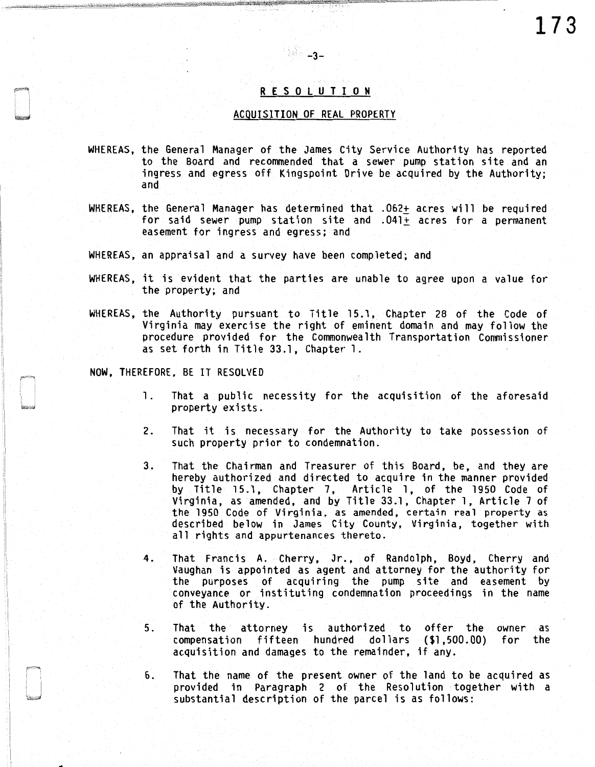# RESOLUTION

## ACQUISITION OF REAL PROPERTY

WHEREAS, the General Manager of the James City Service Authority has reported to the Board and recommended that a sewer pump station site and an ingress and egress off Kingspoint Drive be acquired by the Authority; and

WHEREAS, the General Manager has determined that .062± acres will be required for said sewer pump station site and .041± acres for a permanent easement for ingress and egress; and

WHEREAS, an appraisal and a survey have been completed; and

WHEREAS, it is evident that the parties are unable to agree upon a value for the property; and

WHEREAS, the Authority pursuant to Title 15.1, Chapter 28 of the Code of Virginia may exercise the right of eminent domain and may follow the procedure provided for the Commonwealth Transportation Commissioner as set forth in Title 33.1, Chapter 1.

NOW, THEREFORE, BE IT RESOLVED

1. That a public necessity for the acquisition of the aforesaid property exists.

2. That it is necessary for the Authority to take possession of such property prior to condemnation.

3. That the Chairman and Treasurer of this Board, be, and they are hereby authorized and directed to acquire in the manner provided by Title 15.1, Chapter 7, Article 1, of the 1950 Code of Virginia, as amended, and by Title 33.1, Chapter 1, Article 7 of the 1950 Code of Virginia, as amended, certain real property as described below in James City County, Virginia, together with all rights and appurtenances thereto.

4. That Francis A. Cherry, Jr., of Randolph, Boyd, Cherry and Vaughan is appointed as agent and attorney for the authority for the purposes of acquiring the pump site and easement by conveyance or instituting condemnation proceedings in the name of the Authority.

5. That the attorney is authorized to offer the owner as compensation fifteen hundred dollars ($1,500.00) for the acquisition and damages to the remainder, if any.

6. That the name of the present owner of the land to be acquired as provided in Paragraph 2 of the Resolution together with a substantial description of the parcel is as follows: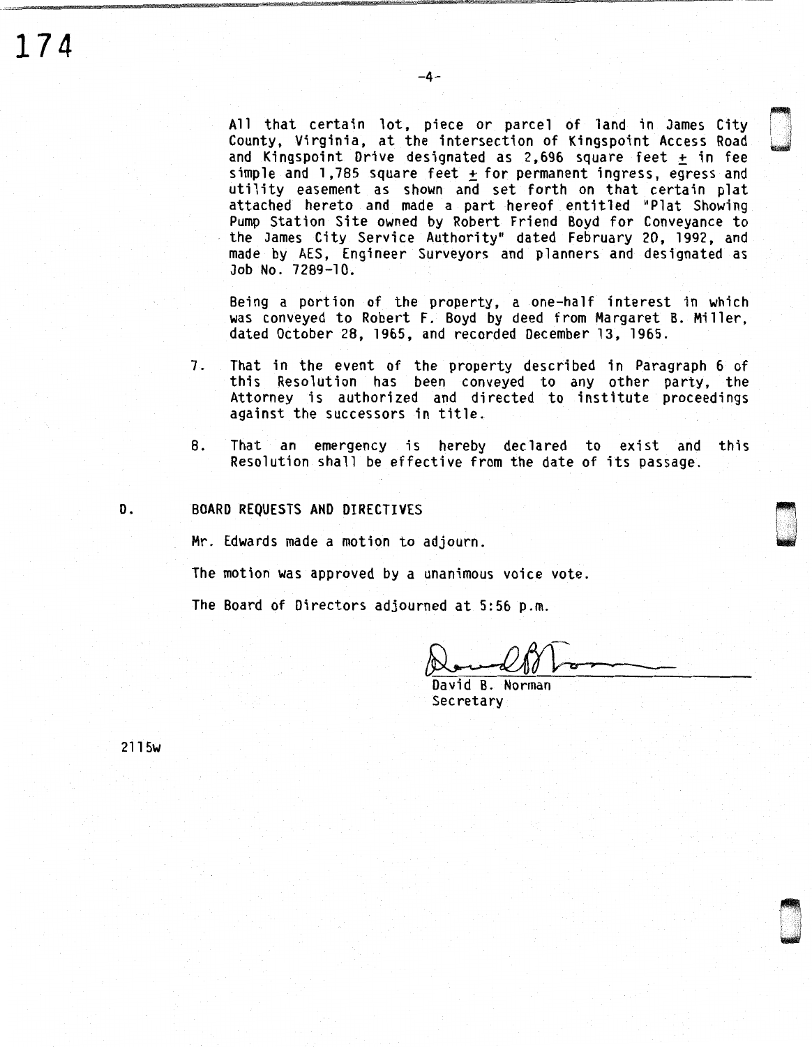All that certain lot, piece or parcel of land in James City County, Virginia, at the intersection of Kingspoint Access Road and Kingspoint Drive designated as 2,696 square feet ± in fee simple and 1,785 square feet ± for permanent ingress, egress and utility easement as shown and set forth on that certain plat attached hereto and made a part hereof entitled "Plat Showing Pump Station Site owned by Robert Friend Boyd for Conveyance to the James City Service Authority" dated February 20, 1992, and made by AES, Engineer Surveyors and planners and designated as Job No. 7289-10.

Being a portion of the property, a one-half interest in which was conveyed to Robert F. Boyd by deed from Margaret B. Miller, dated October 28, 1965, and recorded December 13, 1965.

7. That in the event of the property described in Paragraph 6 of this Resolution has been conveyed to any other party, the Attorney is authorized and directed to institute proceedings against the successors in title.

8. That an emergency is hereby declared to exist and this Resolution shall be effective from the date of its passage.

D. BOARD REQUESTS AND DIRECTIVES

Mr. Edwards made a motion to adjourn.

The motion was approved by a unanimous voice vote.

The Board of Directors adjourned at 5:56 p.m.

David B. Norman
Secretary

2115w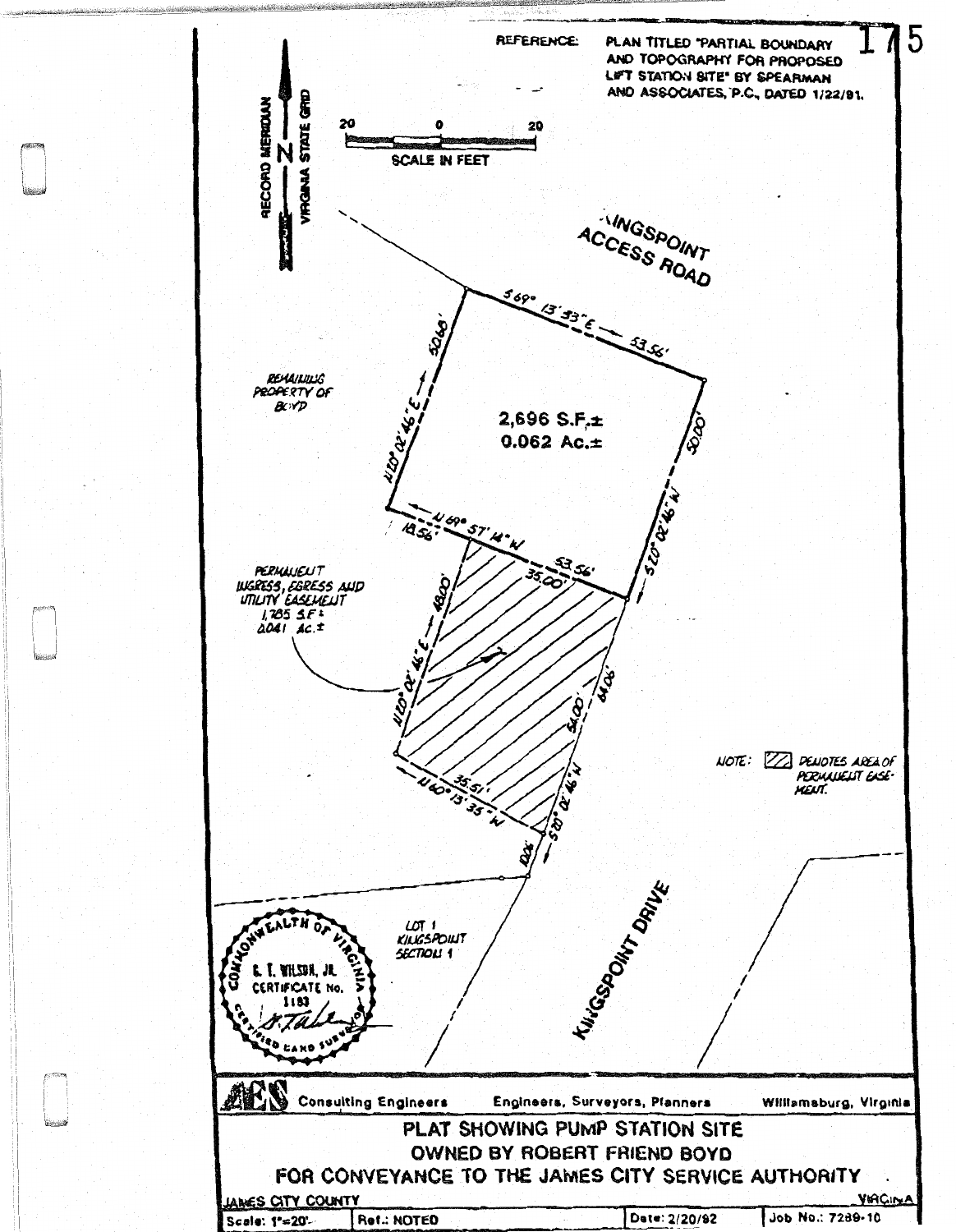REFERENCE: PLAN TITLED "PARTIAL BOUNDARY AND TOPOGRAPHY FOR PROPOSED LIFT STATION SITE" BY SPEARMAN AND ASSOCIATES, P.C., DATED 1/22/91.

RECORD MERIDIAN

N

VIRGINIA STATE GRID

20 0 20

SCALE IN FEET

KINGSPOINT ACCESS ROAD

S 69° 13' 33" E — 53.56'

N 20° 02' 46" E — 50.60'

S 20° 02' 46" W — 50.00'

REMAINING PROPERTY OF BOYD

2,696 S.F.±
0.062 Ac.±

N 69° 57' 14" W

18.56'

53.56'

35.00'

PERMANENT INGRESS, EGRESS AND UTILITY EASEMENT
1,785 S.F.±
0.041 Ac.±

48.00'

N 20° 02' 46" E

54.00'

64.06'

35.51'

N 60° 13' 35" W

S 20° 02' 46" W

10.06'

NOTE: DENOTES AREA OF PERMANENT EASEMENT.

LOT 1
KINGSPOINT
SECTION 1

KINGSPOINT DRIVE

COMMONWEALTH OF VIRGINIA
G. T. WILSON, JR.
CERTIFICATE No.
1183
CERTIFIED LAND SURVEYOR

AES Consulting Engineers — Engineers, Surveyors, Planners — Williamsburg, Virginia

PLAT SHOWING PUMP STATION SITE
OWNED BY ROBERT FRIEND BOYD
FOR CONVEYANCE TO THE JAMES CITY SERVICE AUTHORITY

JAMES CITY COUNTY — VIRGINIA

| | | | |
|---|---|---|---|
| Scale: 1"=20' | Ref.: NOTED | Date: 2/20/92 | Job No.: 7289-10 |